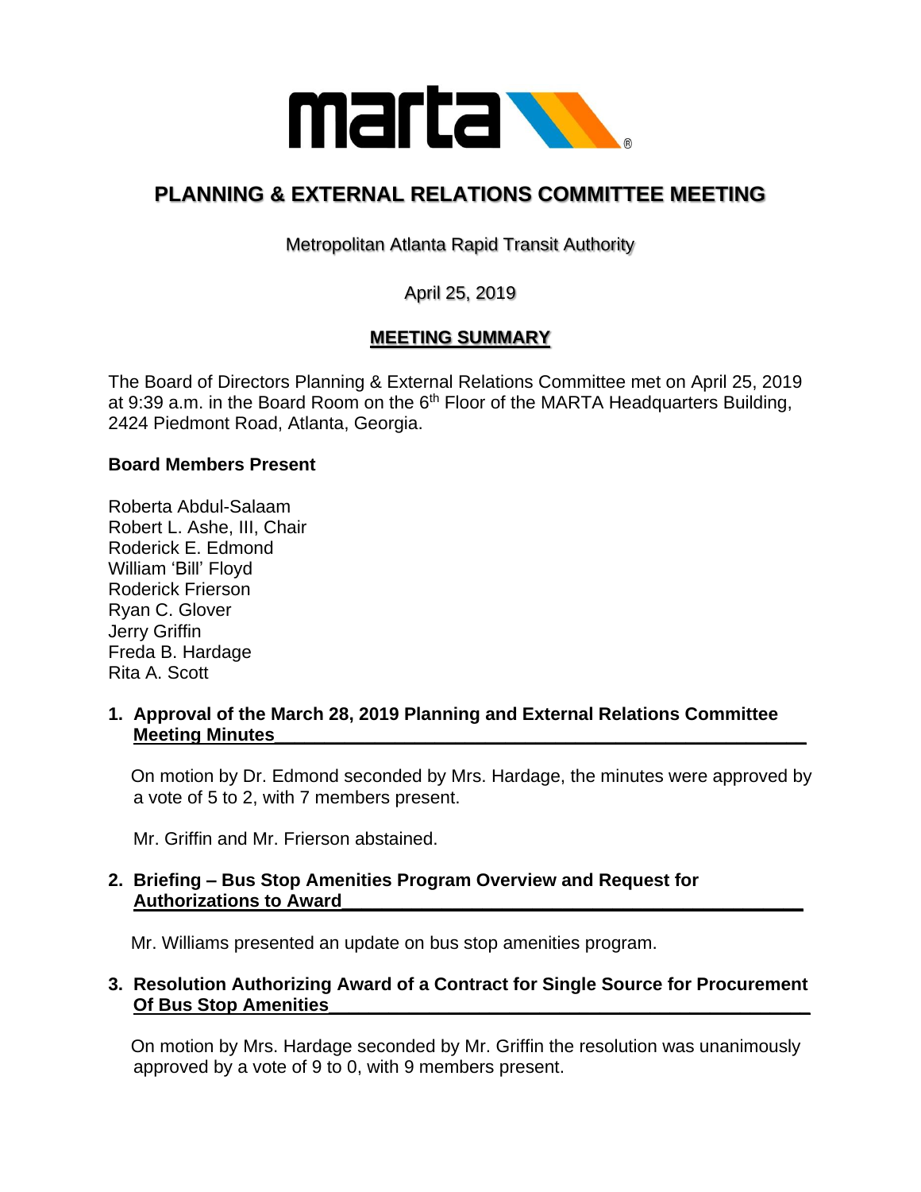# PLANNING & EXTERNAL RELATIONS COMMITTEE MEETING

Metropolitan Atlanta Rapid Transit Authority

April 25, 2019

## MEETING SUMMARY

The Board of Directors Planning & External Relations Committee met on April 25, 2019 at 9:39 a.m. in the Board Room on the 6th Floor of the MARTA Headquarters Building, 2424 Piedmont Road, Atlanta, Georgia.

**Board Members Present**

Roberta Abdul-Salaam
Robert L. Ashe, III, Chair
Roderick E. Edmond
William 'Bill' Floyd
Roderick Frierson
Ryan C. Glover
Jerry Griffin
Freda B. Hardage
Rita A. Scott

**1. Approval of the March 28, 2019 Planning and External Relations Committee Meeting Minutes**

On motion by Dr. Edmond seconded by Mrs. Hardage, the minutes were approved by a vote of 5 to 2, with 7 members present.

Mr. Griffin and Mr. Frierson abstained.

**2. Briefing – Bus Stop Amenities Program Overview and Request for Authorizations to Award**

Mr. Williams presented an update on bus stop amenities program.

**3. Resolution Authorizing Award of a Contract for Single Source for Procurement Of Bus Stop Amenities**

On motion by Mrs. Hardage seconded by Mr. Griffin the resolution was unanimously approved by a vote of 9 to 0, with 9 members present.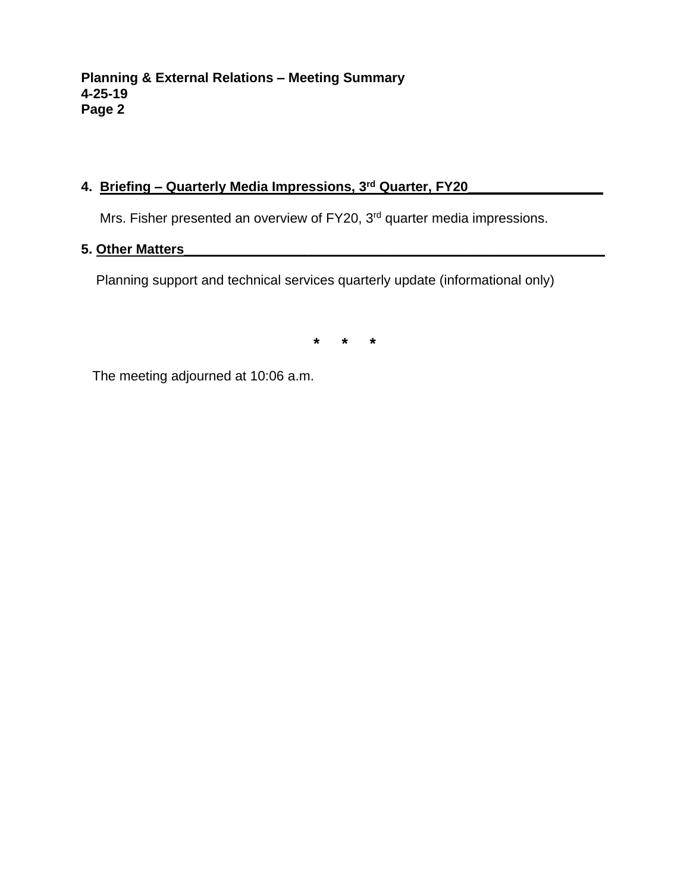**4. Briefing – Quarterly Media Impressions, 3rd Quarter, FY20**

Mrs. Fisher presented an overview of FY20, 3rd quarter media impressions.

**5. Other Matters**

Planning support and technical services quarterly update (informational only)

\* \* \*

The meeting adjourned at 10:06 a.m.